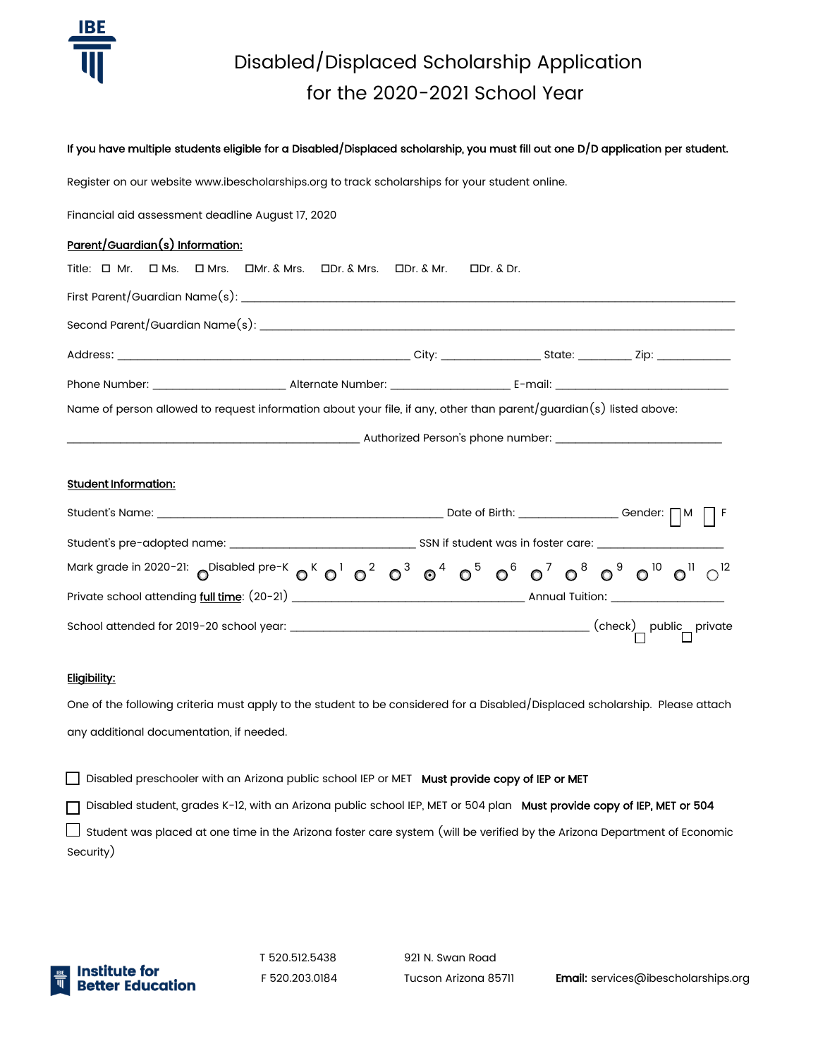# Disabled/Displaced Scholarship Application for the 2020-2021 School Year

**If you have multiple students eligible for a Disabled/Displaced scholarship, you must fill out one D/D application per student.**

Register on our website www.ibescholarships.org to track scholarships for your student online.

Financial aid assessment deadline August 17, 2020

**Parent/Guardian(s) Information:**

Title: ☐ Mr. ☐ Ms. ☐ Mrs. ☐Mr. & Mrs. ☐Dr. & Mrs. ☐Dr. & Mr. ☐Dr. & Dr.

First Parent/Guardian Name(s): ______________________________

Second Parent/Guardian Name(s): ______________________________

Address: ______________________ City: ____________ State: ________ Zip: ___________

Phone Number: ________________ Alternate Number: ______________ E-mail: ____________________

Name of person allowed to request information about your file, if any, other than parent/guardian(s) listed above:

______________________________ Authorized Person's phone number: ____________________

**Student Information:**

Student's Name: ______________________________ Date of Birth: ____________ Gender: ☐ M ☐ F

Student's pre-adopted name: ____________________ SSN if student was in foster care: ________________

Mark grade in 2020-21: ○ Disabled pre-K ○ K ○ 1 ○ 2 ○ 3 ○ 4 ○ 5 ○ 6 ○ 7 ○ 8 ○ 9 ○ 10 ○ 11 ○ 12

Private school attending full time: (20-21) ______________________________ Annual Tuition: ______________

School attended for 2019-20 school year: ______________________________ (check) ☐ public ☐ private

**Eligibility:**

One of the following criteria must apply to the student to be considered for a Disabled/Displaced scholarship. Please attach any additional documentation, if needed.

☐ Disabled preschooler with an Arizona public school IEP or MET **Must provide copy of IEP or MET**

☐ Disabled student, grades K-12, with an Arizona public school IEP, MET or 504 plan **Must provide copy of IEP, MET or 504**

☐ Student was placed at one time in the Arizona foster care system (will be verified by the Arizona Department of Economic Security)

Institute for Better Education

T 520.512.5438
F 520.203.0184

921 N. Swan Road
Tucson Arizona 85711

**Email:** services@ibescholarships.org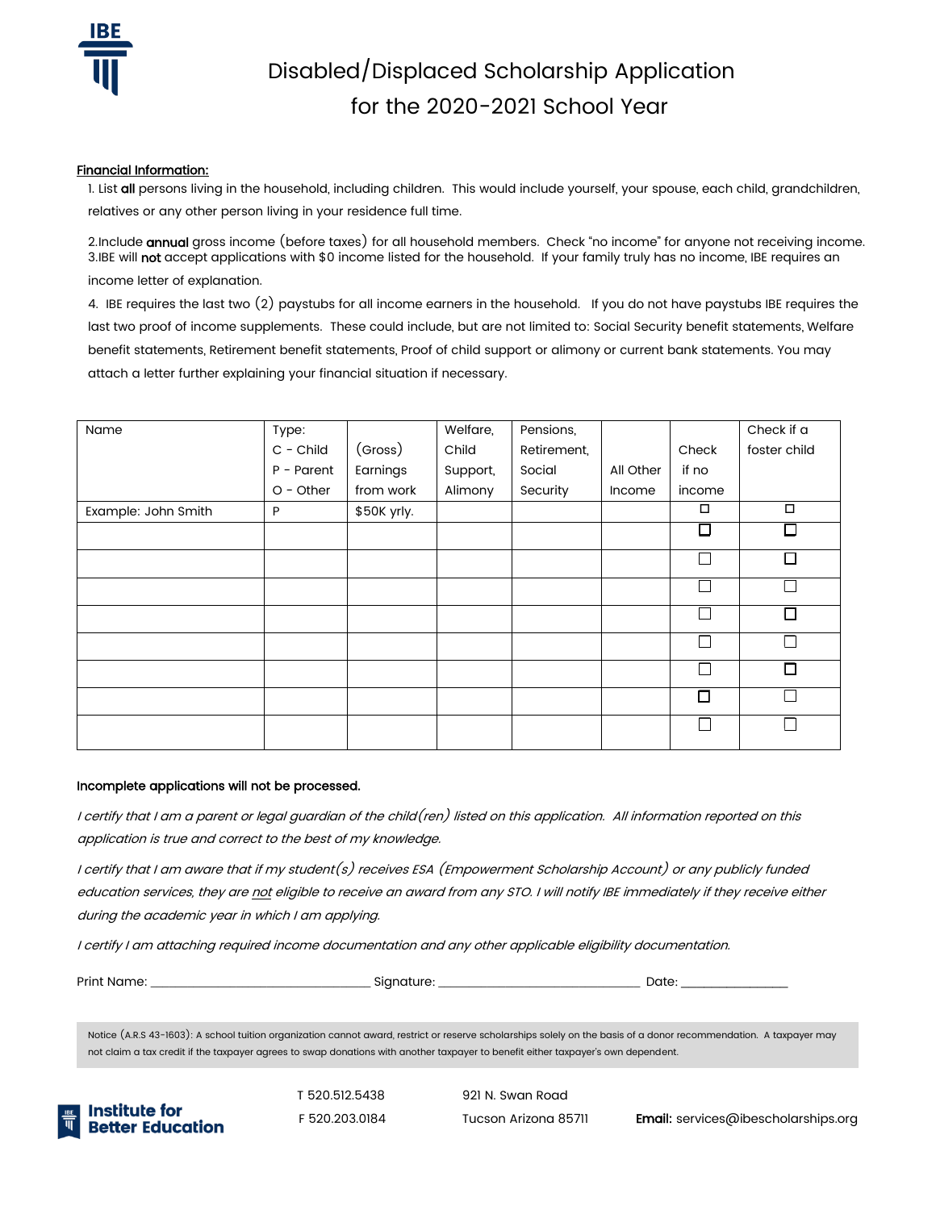# Disabled/Displaced Scholarship Application for the 2020-2021 School Year

**Financial Information:**

1. List **all** persons living in the household, including children. This would include yourself, your spouse, each child, grandchildren, relatives or any other person living in your residence full time.

2. Include **annual** gross income (before taxes) for all household members. Check "no income" for anyone not receiving income.
3. IBE will **not** accept applications with $0 income listed for the household. If your family truly has no income, IBE requires an income letter of explanation.

4. IBE requires the last two (2) paystubs for all income earners in the household. If you do not have paystubs IBE requires the last two proof of income supplements. These could include, but are not limited to: Social Security benefit statements, Welfare benefit statements, Retirement benefit statements, Proof of child support or alimony or current bank statements. You may attach a letter further explaining your financial situation if necessary.

| Name | Type: C - Child P - Parent O - Other | (Gross) Earnings from work | Welfare, Child Support, Alimony | Pensions, Retirement, Social Security | All Other Income | Check if no income | Check if a foster child |
|---|---|---|---|---|---|---|---|
| Example: John Smith | P | $50K yrly. | | | | ☐ | ☐ |
| | | | | | | ☐ | ☐ |
| | | | | | | ☐ | ☐ |
| | | | | | | ☐ | ☐ |
| | | | | | | ☐ | ☐ |
| | | | | | | ☐ | ☐ |
| | | | | | | ☐ | ☐ |
| | | | | | | ☐ | ☐ |
| | | | | | | ☐ | ☐ |

**Incomplete applications will not be processed.**

*I certify that I am a parent or legal guardian of the child(ren) listed on this application. All information reported on this application is true and correct to the best of my knowledge.*

*I certify that I am aware that if my student(s) receives ESA (Empowerment Scholarship Account) or any publicly funded education services, they are not eligible to receive an award from any STO. I will notify IBE immediately if they receive either during the academic year in which I am applying.*

*I certify I am attaching required income documentation and any other applicable eligibility documentation.*

Print Name: _______________________________ Signature: ____________________________ Date: _______________

Notice (A.R.S 43-1603): A school tuition organization cannot award, restrict or reserve scholarships solely on the basis of a donor recommendation. A taxpayer may not claim a tax credit if the taxpayer agrees to swap donations with another taxpayer to benefit either taxpayer's own dependent.

**Institute for Better Education**

T 520.512.5438
F 520.203.0184

921 N. Swan Road
Tucson Arizona 85711

**Email:** services@ibescholarships.org